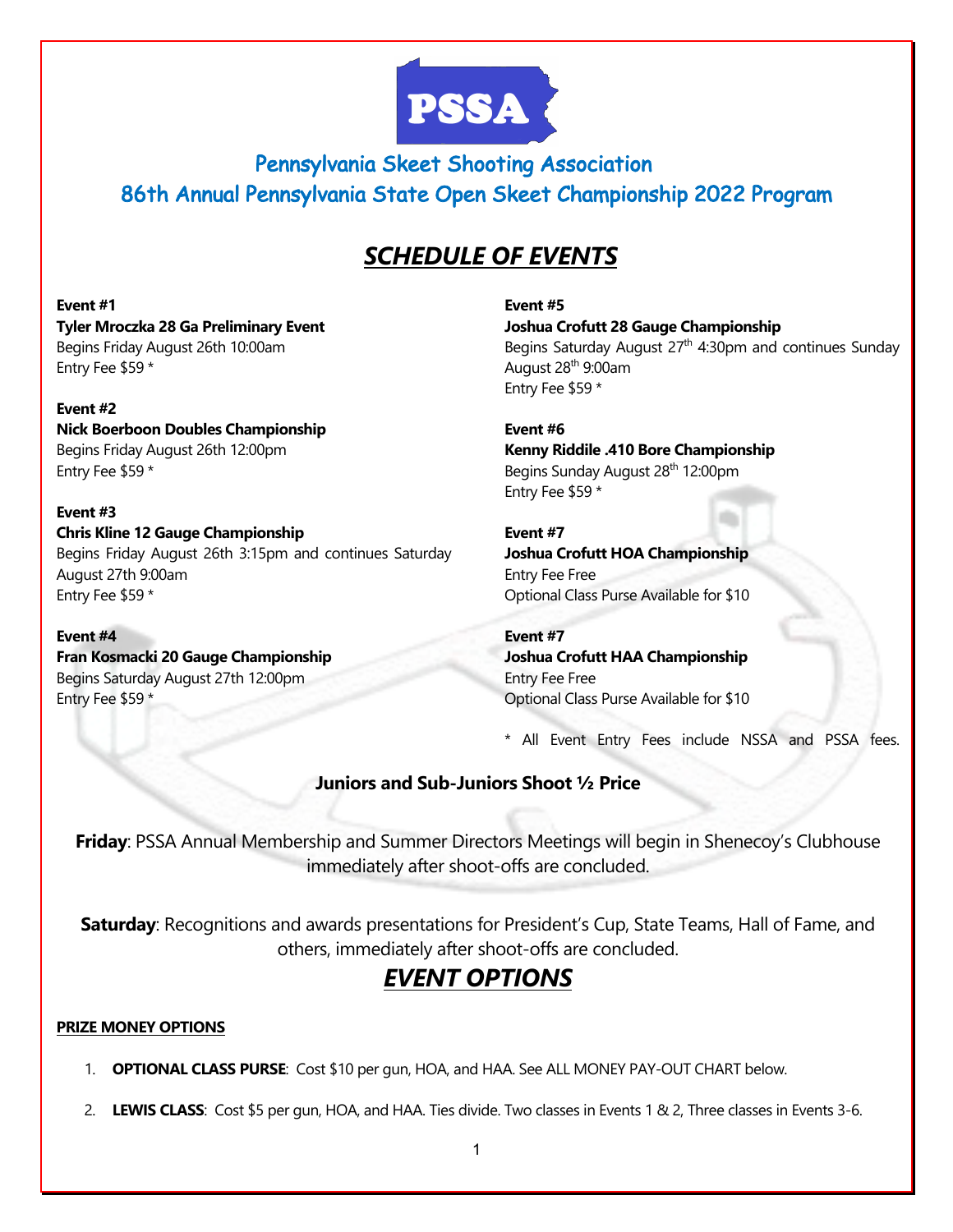# Pennsylvania Skeet Shooting Association

## 86th Annual Pennsylvania State Open Skeet Championship 2022 Program

## *SCHEDULE OF EVENTS*

**Event #1**
**Tyler Mroczka 28 Ga Preliminary Event**
Begins Friday August 26th 10:00am
Entry Fee $59 *

**Event #2**
**Nick Boerboon Doubles Championship**
Begins Friday August 26th 12:00pm
Entry Fee $59 *

**Event #3**
**Chris Kline 12 Gauge Championship**
Begins Friday August 26th 3:15pm and continues Saturday August 27th 9:00am
Entry Fee $59 *

**Event #4**
**Fran Kosmacki 20 Gauge Championship**
Begins Saturday August 27th 12:00pm
Entry Fee $59 *

**Event #5**
**Joshua Crofutt 28 Gauge Championship**
Begins Saturday August 27th 4:30pm and continues Sunday August 28th 9:00am
Entry Fee $59 *

**Event #6**
**Kenny Riddile .410 Bore Championship**
Begins Sunday August 28th 12:00pm
Entry Fee $59 *

**Event #7**
**Joshua Crofutt HOA Championship**
Entry Fee Free
Optional Class Purse Available for $10

**Event #7**
**Joshua Crofutt HAA Championship**
Entry Fee Free
Optional Class Purse Available for $10

* All Event Entry Fees include NSSA and PSSA fees.

**Juniors and Sub-Juniors Shoot ½ Price**

**Friday**: PSSA Annual Membership and Summer Directors Meetings will begin in Shenecoy's Clubhouse immediately after shoot-offs are concluded.

**Saturday**: Recognitions and awards presentations for President's Cup, State Teams, Hall of Fame, and others, immediately after shoot-offs are concluded.

## *EVENT OPTIONS*

**PRIZE MONEY OPTIONS**

1. **OPTIONAL CLASS PURSE**: Cost $10 per gun, HOA, and HAA. See ALL MONEY PAY-OUT CHART below.
2. **LEWIS CLASS**: Cost $5 per gun, HOA, and HAA. Ties divide. Two classes in Events 1 & 2, Three classes in Events 3-6.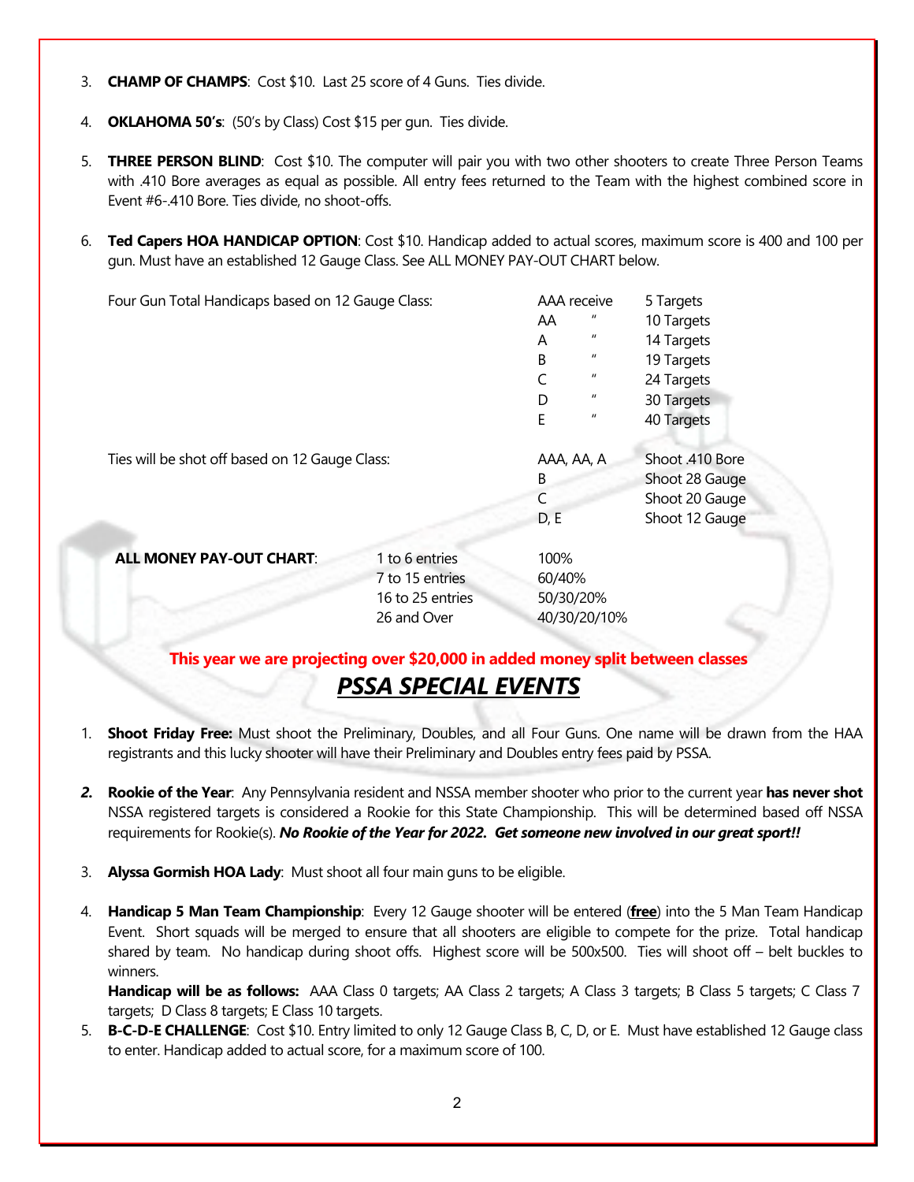3. **CHAMP OF CHAMPS**: Cost $10. Last 25 score of 4 Guns. Ties divide.

4. **OKLAHOMA 50's**: (50's by Class) Cost $15 per gun. Ties divide.

5. **THREE PERSON BLIND**: Cost $10. The computer will pair you with two other shooters to create Three Person Teams with .410 Bore averages as equal as possible. All entry fees returned to the Team with the highest combined score in Event #6-.410 Bore. Ties divide, no shoot-offs.

6. **Ted Capers HOA HANDICAP OPTION**: Cost $10. Handicap added to actual scores, maximum score is 400 and 100 per gun. Must have an established 12 Gauge Class. See ALL MONEY PAY-OUT CHART below.

| Four Gun Total Handicaps based on 12 Gauge Class: | | |
|---|---|---|
| | AAA receive | 5 Targets |
| | AA " | 10 Targets |
| | A " | 14 Targets |
| | B " | 19 Targets |
| | C " | 24 Targets |
| | D " | 30 Targets |
| | E " | 40 Targets |

| Ties will be shot off based on 12 Gauge Class: | | |
|---|---|---|
| | AAA, AA, A | Shoot .410 Bore |
| | B | Shoot 28 Gauge |
| | C | Shoot 20 Gauge |
| | D, E | Shoot 12 Gauge |

| **ALL MONEY PAY-OUT CHART**: | | |
|---|---|---|
| | 1 to 6 entries | 100% |
| | 7 to 15 entries | 60/40% |
| | 16 to 25 entries | 50/30/20% |
| | 26 and Over | 40/30/20/10% |

**This year we are projecting over $20,000 in added money split between classes**

## ***PSSA SPECIAL EVENTS***

1. **Shoot Friday Free:** Must shoot the Preliminary, Doubles, and all Four Guns. One name will be drawn from the HAA registrants and this lucky shooter will have their Preliminary and Doubles entry fees paid by PSSA.

2. **Rookie of the Year**: Any Pennsylvania resident and NSSA member shooter who prior to the current year **has never shot** NSSA registered targets is considered a Rookie for this State Championship. This will be determined based off NSSA requirements for Rookie(s). ***No Rookie of the Year for 2022. Get someone new involved in our great sport!!***

3. **Alyssa Gormish HOA Lady**: Must shoot all four main guns to be eligible.

4. **Handicap 5 Man Team Championship**: Every 12 Gauge shooter will be entered (**free**) into the 5 Man Team Handicap Event. Short squads will be merged to ensure that all shooters are eligible to compete for the prize. Total handicap shared by team. No handicap during shoot offs. Highest score will be 500x500. Ties will shoot off – belt buckles to winners.

   **Handicap will be as follows:** AAA Class 0 targets; AA Class 2 targets; A Class 3 targets; B Class 5 targets; C Class 7 targets; D Class 8 targets; E Class 10 targets.

5. **B-C-D-E CHALLENGE**: Cost $10. Entry limited to only 12 Gauge Class B, C, D, or E. Must have established 12 Gauge class to enter. Handicap added to actual score, for a maximum score of 100.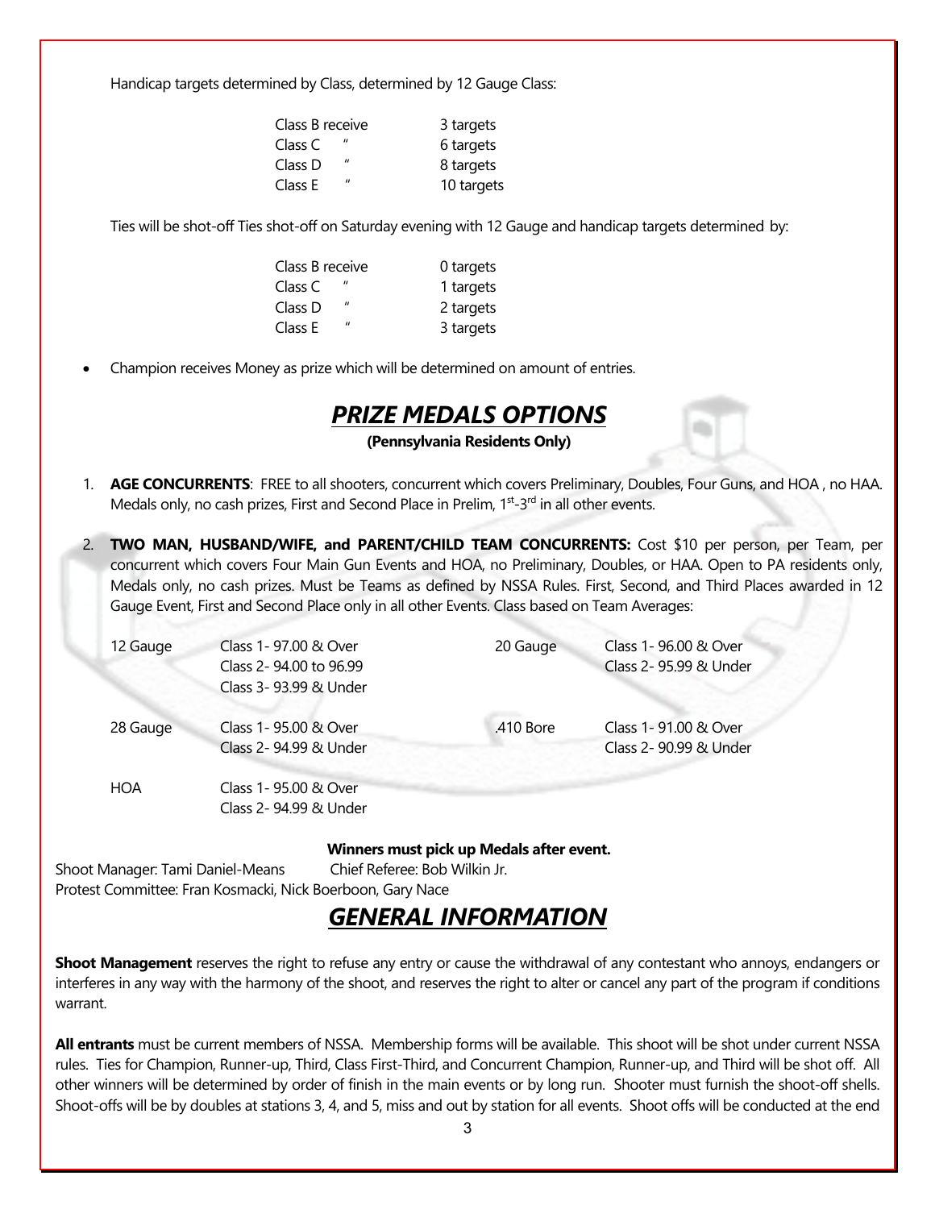Handicap targets determined by Class, determined by 12 Gauge Class:

| | |
|---|---|
| Class B receive | 3 targets |
| Class C " | 6 targets |
| Class D " | 8 targets |
| Class E " | 10 targets |

Ties will be shot-off Ties shot-off on Saturday evening with 12 Gauge and handicap targets determined by:

| | |
|---|---|
| Class B receive | 0 targets |
| Class C " | 1 targets |
| Class D " | 2 targets |
| Class E " | 3 targets |

- Champion receives Money as prize which will be determined on amount of entries.

## *PRIZE MEDALS OPTIONS*

**(Pennsylvania Residents Only)**

1. **AGE CONCURRENTS**: FREE to all shooters, concurrent which covers Preliminary, Doubles, Four Guns, and HOA , no HAA. Medals only, no cash prizes, First and Second Place in Prelim, 1st-3rd in all other events.

2. **TWO MAN, HUSBAND/WIFE, and PARENT/CHILD TEAM CONCURRENTS:** Cost $10 per person, per Team, per concurrent which covers Four Main Gun Events and HOA, no Preliminary, Doubles, or HAA. Open to PA residents only, Medals only, no cash prizes. Must be Teams as defined by NSSA Rules. First, Second, and Third Places awarded in 12 Gauge Event, First and Second Place only in all other Events. Class based on Team Averages:

| | | | |
|---|---|---|---|
| 12 Gauge | Class 1- 97.00 & Over<br>Class 2- 94.00 to 96.99<br>Class 3- 93.99 & Under | 20 Gauge | Class 1- 96.00 & Over<br>Class 2- 95.99 & Under |
| 28 Gauge | Class 1- 95.00 & Over<br>Class 2- 94.99 & Under | .410 Bore | Class 1- 91.00 & Over<br>Class 2- 90.99 & Under |
| HOA | Class 1- 95.00 & Over<br>Class 2- 94.99 & Under | | |

**Winners must pick up Medals after event.**

Shoot Manager: Tami Daniel-Means    Chief Referee: Bob Wilkin Jr.
Protest Committee: Fran Kosmacki, Nick Boerboon, Gary Nace

## *GENERAL INFORMATION*

**Shoot Management** reserves the right to refuse any entry or cause the withdrawal of any contestant who annoys, endangers or interferes in any way with the harmony of the shoot, and reserves the right to alter or cancel any part of the program if conditions warrant.

**All entrants** must be current members of NSSA. Membership forms will be available. This shoot will be shot under current NSSA rules. Ties for Champion, Runner-up, Third, Class First-Third, and Concurrent Champion, Runner-up, and Third will be shot off. All other winners will be determined by order of finish in the main events or by long run. Shooter must furnish the shoot-off shells. Shoot-offs will be by doubles at stations 3, 4, and 5, miss and out by station for all events. Shoot offs will be conducted at the end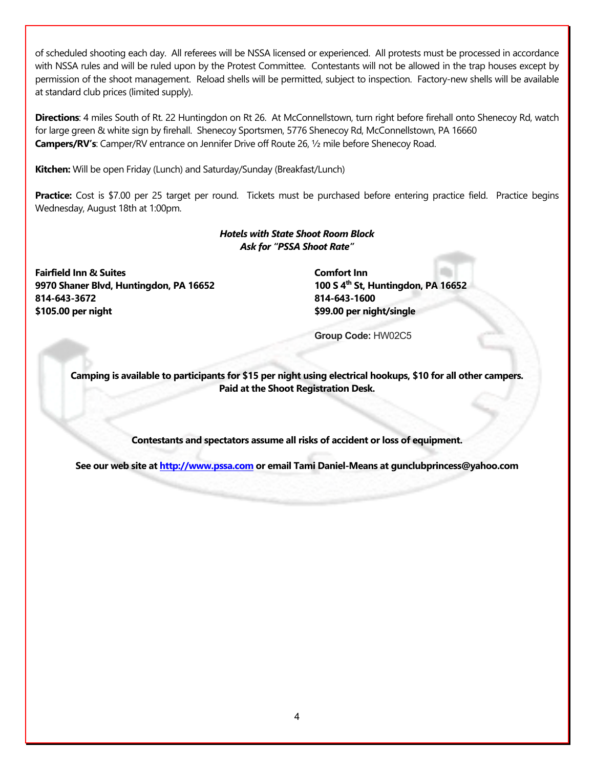of scheduled shooting each day. All referees will be NSSA licensed or experienced. All protests must be processed in accordance with NSSA rules and will be ruled upon by the Protest Committee. Contestants will not be allowed in the trap houses except by permission of the shoot management. Reload shells will be permitted, subject to inspection. Factory-new shells will be available at standard club prices (limited supply).

**Directions**: 4 miles South of Rt. 22 Huntingdon on Rt 26. At McConnellstown, turn right before firehall onto Shenecoy Rd, watch for large green & white sign by firehall. Shenecoy Sportsmen, 5776 Shenecoy Rd, McConnellstown, PA 16660
**Campers/RV's**: Camper/RV entrance on Jennifer Drive off Route 26, ½ mile before Shenecoy Road.

**Kitchen:** Will be open Friday (Lunch) and Saturday/Sunday (Breakfast/Lunch)

**Practice:** Cost is $7.00 per 25 target per round. Tickets must be purchased before entering practice field. Practice begins Wednesday, August 18th at 1:00pm.

***Hotels with State Shoot Room Block***
***Ask for "PSSA Shoot Rate"***

**Fairfield Inn & Suites**
**9970 Shaner Blvd, Huntingdon, PA 16652**
**814-643-3672**
**$105.00 per night**

**Comfort Inn**
**100 S 4th St, Huntingdon, PA 16652**
**814-643-1600**
**$99.00 per night/single**

**Group Code:** HW02C5

**Camping is available to participants for $15 per night using electrical hookups, $10 for all other campers. Paid at the Shoot Registration Desk.**

**Contestants and spectators assume all risks of accident or loss of equipment.**

**See our web site at http://www.pssa.com or email Tami Daniel-Means at gunclubprincess@yahoo.com**